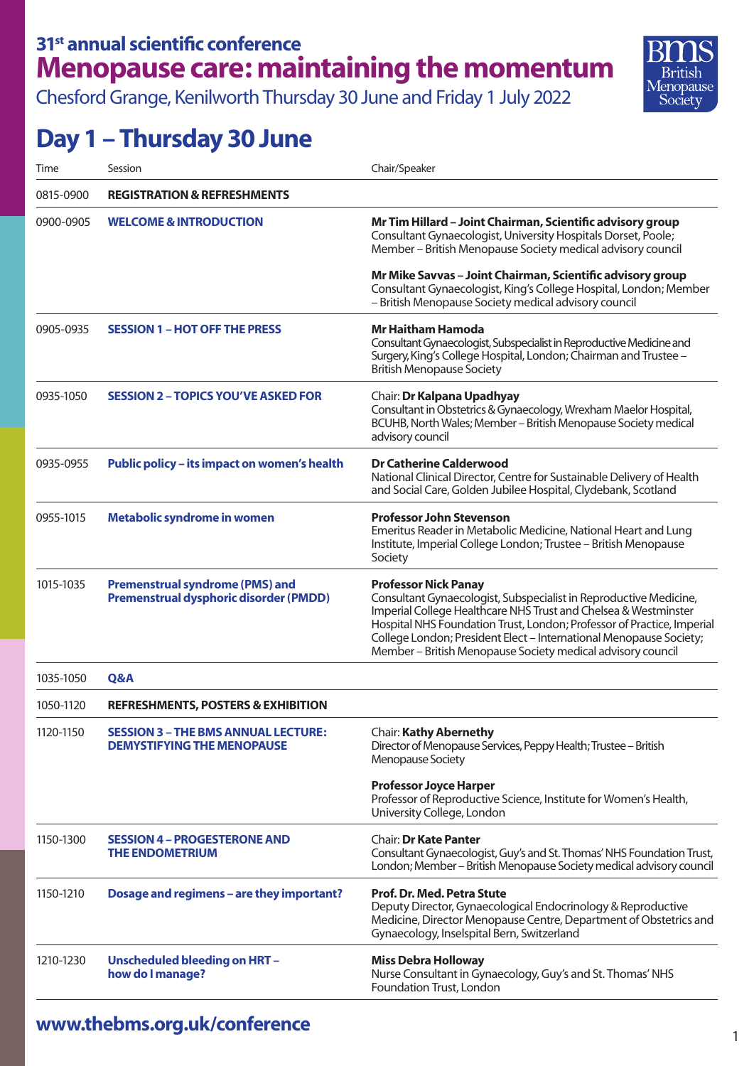# 31st annual scientific conference
# Menopause care: maintaining the momentum

Chesford Grange, Kenilworth Thursday 30 June and Friday 1 July 2022

BMS British Menopause Society

## Day 1 – Thursday 30 June

| Time | Session | Chair/Speaker |
|---|---|---|
| 0815-0900 | **REGISTRATION & REFRESHMENTS** | |
| 0900-0905 | **WELCOME & INTRODUCTION** | **Mr Tim Hillard – Joint Chairman, Scientific advisory group** Consultant Gynaecologist, University Hospitals Dorset, Poole; Member – British Menopause Society medical advisory council<br><br>**Mr Mike Savvas – Joint Chairman, Scientific advisory group** Consultant Gynaecologist, King's College Hospital, London; Member – British Menopause Society medical advisory council |
| 0905-0935 | **SESSION 1 – HOT OFF THE PRESS** | **Mr Haitham Hamoda** Consultant Gynaecologist, Subspecialist in Reproductive Medicine and Surgery, King's College Hospital, London; Chairman and Trustee – British Menopause Society |
| 0935-1050 | **SESSION 2 – TOPICS YOU'VE ASKED FOR** | Chair: **Dr Kalpana Upadhyay** Consultant in Obstetrics & Gynaecology, Wrexham Maelor Hospital, BCUHB, North Wales; Member – British Menopause Society medical advisory council |
| 0935-0955 | **Public policy – its impact on women's health** | **Dr Catherine Calderwood** National Clinical Director, Centre for Sustainable Delivery of Health and Social Care, Golden Jubilee Hospital, Clydebank, Scotland |
| 0955-1015 | **Metabolic syndrome in women** | **Professor John Stevenson** Emeritus Reader in Metabolic Medicine, National Heart and Lung Institute, Imperial College London; Trustee – British Menopause Society |
| 1015-1035 | **Premenstrual syndrome (PMS) and Premenstrual dysphoric disorder (PMDD)** | **Professor Nick Panay** Consultant Gynaecologist, Subspecialist in Reproductive Medicine, Imperial College Healthcare NHS Trust and Chelsea & Westminster Hospital NHS Foundation Trust, London; Professor of Practice, Imperial College London; President Elect – International Menopause Society; Member – British Menopause Society medical advisory council |
| 1035-1050 | **Q&A** | |
| 1050-1120 | **REFRESHMENTS, POSTERS & EXHIBITION** | |
| 1120-1150 | **SESSION 3 – THE BMS ANNUAL LECTURE: DEMYSTIFYING THE MENOPAUSE** | Chair: **Kathy Abernethy** Director of Menopause Services, Peppy Health; Trustee – British Menopause Society<br><br>**Professor Joyce Harper** Professor of Reproductive Science, Institute for Women's Health, University College, London |
| 1150-1300 | **SESSION 4 – PROGESTERONE AND THE ENDOMETRIUM** | Chair: **Dr Kate Panter** Consultant Gynaecologist, Guy's and St. Thomas' NHS Foundation Trust, London; Member – British Menopause Society medical advisory council |
| 1150-1210 | **Dosage and regimens – are they important?** | **Prof. Dr. Med. Petra Stute** Deputy Director, Gynaecological Endocrinology & Reproductive Medicine, Director Menopause Centre, Department of Obstetrics and Gynaecology, Inselspital Bern, Switzerland |
| 1210-1230 | **Unscheduled bleeding on HRT – how do I manage?** | **Miss Debra Holloway** Nurse Consultant in Gynaecology, Guy's and St. Thomas' NHS Foundation Trust, London |

**www.thebms.org.uk/conference**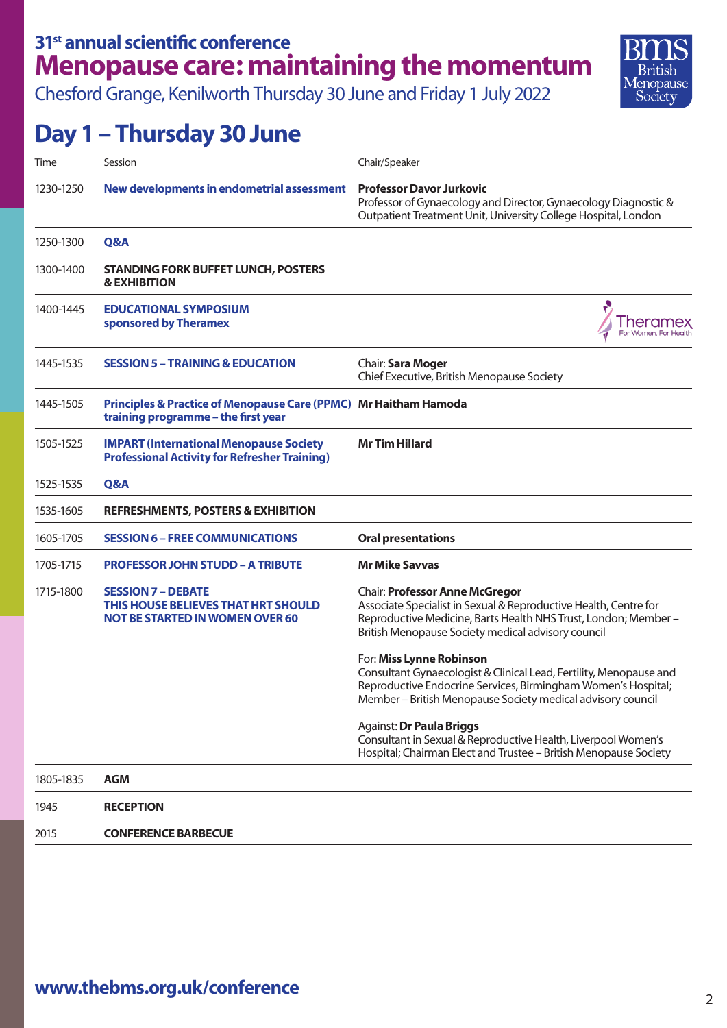**31st annual scientific conference**

# Menopause care: maintaining the momentum

Chesford Grange, Kenilworth Thursday 30 June and Friday 1 July 2022

## Day 1 – Thursday 30 June

| Time | Session | Chair/Speaker |
|---|---|---|
| 1230-1250 | **New developments in endometrial assessment** | **Professor Davor Jurkovic**<br>Professor of Gynaecology and Director, Gynaecology Diagnostic & Outpatient Treatment Unit, University College Hospital, London |
| 1250-1300 | **Q&A** | |
| 1300-1400 | **STANDING FORK BUFFET LUNCH, POSTERS & EXHIBITION** | |
| 1400-1445 | **EDUCATIONAL SYMPOSIUM sponsored by Theramex** | Theramex For Women, For Health |
| 1445-1535 | **SESSION 5 – TRAINING & EDUCATION** | Chair: **Sara Moger**<br>Chief Executive, British Menopause Society |
| 1445-1505 | **Principles & Practice of Menopause Care (PPMC) training programme – the first year** | **Mr Haitham Hamoda** |
| 1505-1525 | **IMPART (International Menopause Society Professional Activity for Refresher Training)** | **Mr Tim Hillard** |
| 1525-1535 | **Q&A** | |
| 1535-1605 | **REFRESHMENTS, POSTERS & EXHIBITION** | |
| 1605-1705 | **SESSION 6 – FREE COMMUNICATIONS** | **Oral presentations** |
| 1705-1715 | **PROFESSOR JOHN STUDD – A TRIBUTE** | **Mr Mike Savvas** |
| 1715-1800 | **SESSION 7 – DEBATE<br>THIS HOUSE BELIEVES THAT HRT SHOULD NOT BE STARTED IN WOMEN OVER 60** | Chair: **Professor Anne McGregor**<br>Associate Specialist in Sexual & Reproductive Health, Centre for Reproductive Medicine, Barts Health NHS Trust, London; Member – British Menopause Society medical advisory council<br><br>For: **Miss Lynne Robinson**<br>Consultant Gynaecologist & Clinical Lead, Fertility, Menopause and Reproductive Endocrine Services, Birmingham Women's Hospital; Member – British Menopause Society medical advisory council<br><br>Against: **Dr Paula Briggs**<br>Consultant in Sexual & Reproductive Health, Liverpool Women's Hospital; Chairman Elect and Trustee – British Menopause Society |
| 1805-1835 | **AGM** | |
| 1945 | **RECEPTION** | |
| 2015 | **CONFERENCE BARBECUE** | |

**www.thebms.org.uk/conference**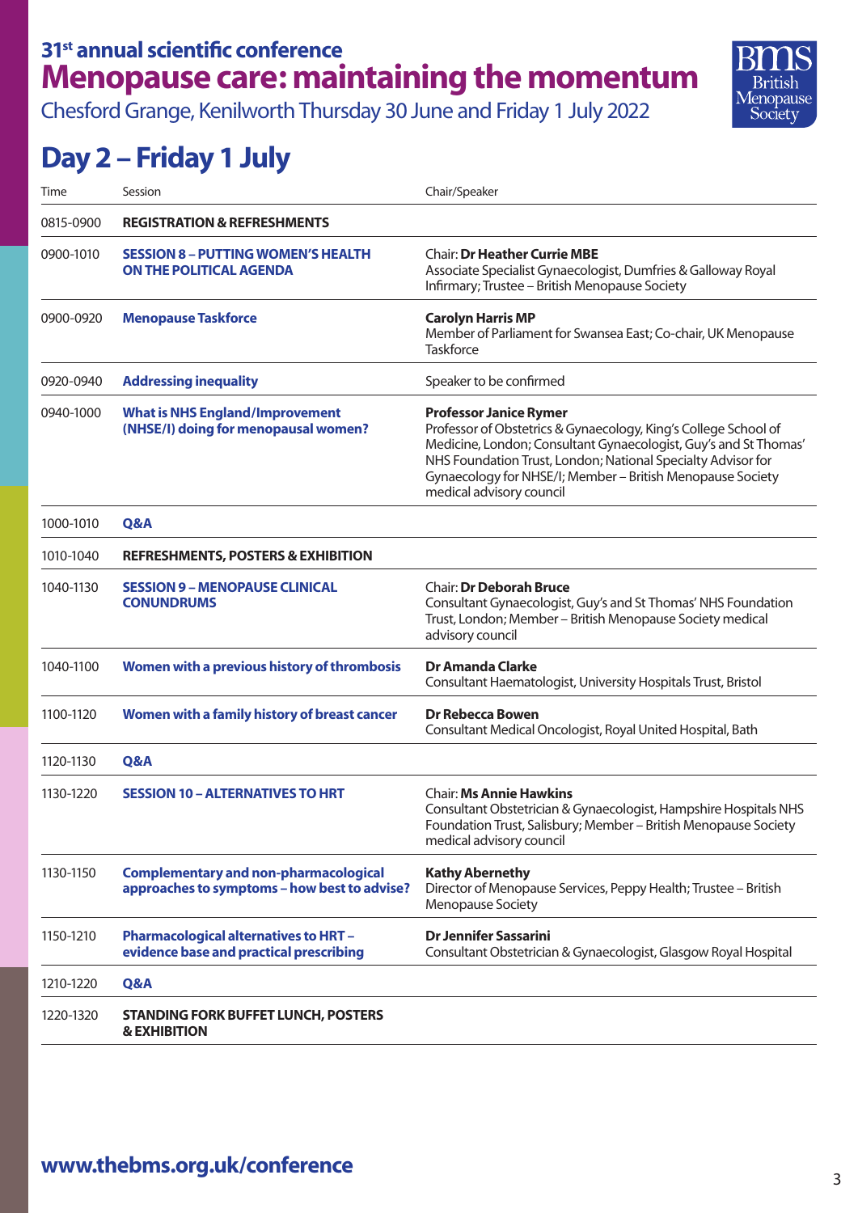31st annual scientific conference

# Menopause care: maintaining the momentum

Chesford Grange, Kenilworth Thursday 30 June and Friday 1 July 2022

## Day 2 – Friday 1 July

| Time | Session | Chair/Speaker |
|---|---|---|
| 0815-0900 | **REGISTRATION & REFRESHMENTS** | |
| 0900-1010 | **SESSION 8 – PUTTING WOMEN'S HEALTH ON THE POLITICAL AGENDA** | Chair: **Dr Heather Currie MBE**<br>Associate Specialist Gynaecologist, Dumfries & Galloway Royal Infirmary; Trustee – British Menopause Society |
| 0900-0920 | **Menopause Taskforce** | **Carolyn Harris MP**<br>Member of Parliament for Swansea East; Co-chair, UK Menopause Taskforce |
| 0920-0940 | **Addressing inequality** | Speaker to be confirmed |
| 0940-1000 | **What is NHS England/Improvement (NHSE/I) doing for menopausal women?** | **Professor Janice Rymer**<br>Professor of Obstetrics & Gynaecology, King's College School of Medicine, London; Consultant Gynaecologist, Guy's and St Thomas' NHS Foundation Trust, London; National Specialty Advisor for Gynaecology for NHSE/I; Member – British Menopause Society medical advisory council |
| 1000-1010 | **Q&A** | |
| 1010-1040 | **REFRESHMENTS, POSTERS & EXHIBITION** | |
| 1040-1130 | **SESSION 9 – MENOPAUSE CLINICAL CONUNDRUMS** | Chair: **Dr Deborah Bruce**<br>Consultant Gynaecologist, Guy's and St Thomas' NHS Foundation Trust, London; Member – British Menopause Society medical advisory council |
| 1040-1100 | **Women with a previous history of thrombosis** | **Dr Amanda Clarke**<br>Consultant Haematologist, University Hospitals Trust, Bristol |
| 1100-1120 | **Women with a family history of breast cancer** | **Dr Rebecca Bowen**<br>Consultant Medical Oncologist, Royal United Hospital, Bath |
| 1120-1130 | **Q&A** | |
| 1130-1220 | **SESSION 10 – ALTERNATIVES TO HRT** | Chair: **Ms Annie Hawkins**<br>Consultant Obstetrician & Gynaecologist, Hampshire Hospitals NHS Foundation Trust, Salisbury; Member – British Menopause Society medical advisory council |
| 1130-1150 | **Complementary and non-pharmacological approaches to symptoms – how best to advise?** | **Kathy Abernethy**<br>Director of Menopause Services, Peppy Health; Trustee – British Menopause Society |
| 1150-1210 | **Pharmacological alternatives to HRT – evidence base and practical prescribing** | **Dr Jennifer Sassarini**<br>Consultant Obstetrician & Gynaecologist, Glasgow Royal Hospital |
| 1210-1220 | **Q&A** | |
| 1220-1320 | **STANDING FORK BUFFET LUNCH, POSTERS & EXHIBITION** | |

**www.thebms.org.uk/conference**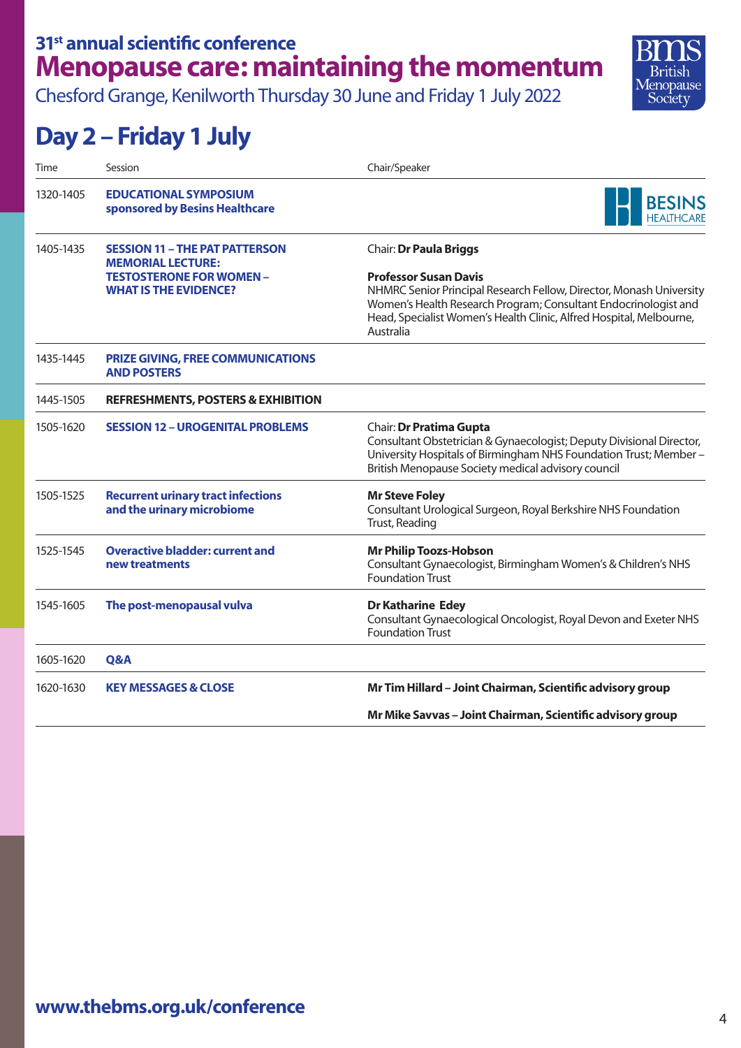**31st annual scientific conference**

# Menopause care: maintaining the momentum

Chesford Grange, Kenilworth Thursday 30 June and Friday 1 July 2022

## Day 2 – Friday 1 July

| Time | Session | Chair/Speaker |
|---|---|---|
| 1320-1405 | **EDUCATIONAL SYMPOSIUM sponsored by Besins Healthcare** | BESINS HEALTHCARE |
| 1405-1435 | **SESSION 11 – THE PAT PATTERSON MEMORIAL LECTURE: TESTOSTERONE FOR WOMEN – WHAT IS THE EVIDENCE?** | Chair: **Dr Paula Briggs**<br><br>**Professor Susan Davis**<br>NHMRC Senior Principal Research Fellow, Director, Monash University Women's Health Research Program; Consultant Endocrinologist and Head, Specialist Women's Health Clinic, Alfred Hospital, Melbourne, Australia |
| 1435-1445 | **PRIZE GIVING, FREE COMMUNICATIONS AND POSTERS** | |
| 1445-1505 | **REFRESHMENTS, POSTERS & EXHIBITION** | |
| 1505-1620 | **SESSION 12 – UROGENITAL PROBLEMS** | Chair: **Dr Pratima Gupta**<br>Consultant Obstetrician & Gynaecologist; Deputy Divisional Director, University Hospitals of Birmingham NHS Foundation Trust; Member – British Menopause Society medical advisory council |
| 1505-1525 | **Recurrent urinary tract infections and the urinary microbiome** | **Mr Steve Foley**<br>Consultant Urological Surgeon, Royal Berkshire NHS Foundation Trust, Reading |
| 1525-1545 | **Overactive bladder: current and new treatments** | **Mr Philip Toozs-Hobson**<br>Consultant Gynaecologist, Birmingham Women's & Children's NHS Foundation Trust |
| 1545-1605 | **The post-menopausal vulva** | **Dr Katharine Edey**<br>Consultant Gynaecological Oncologist, Royal Devon and Exeter NHS Foundation Trust |
| 1605-1620 | **Q&A** | |
| 1620-1630 | **KEY MESSAGES & CLOSE** | **Mr Tim Hillard – Joint Chairman, Scientific advisory group**<br><br>**Mr Mike Savvas – Joint Chairman, Scientific advisory group** |

**www.thebms.org.uk/conference**